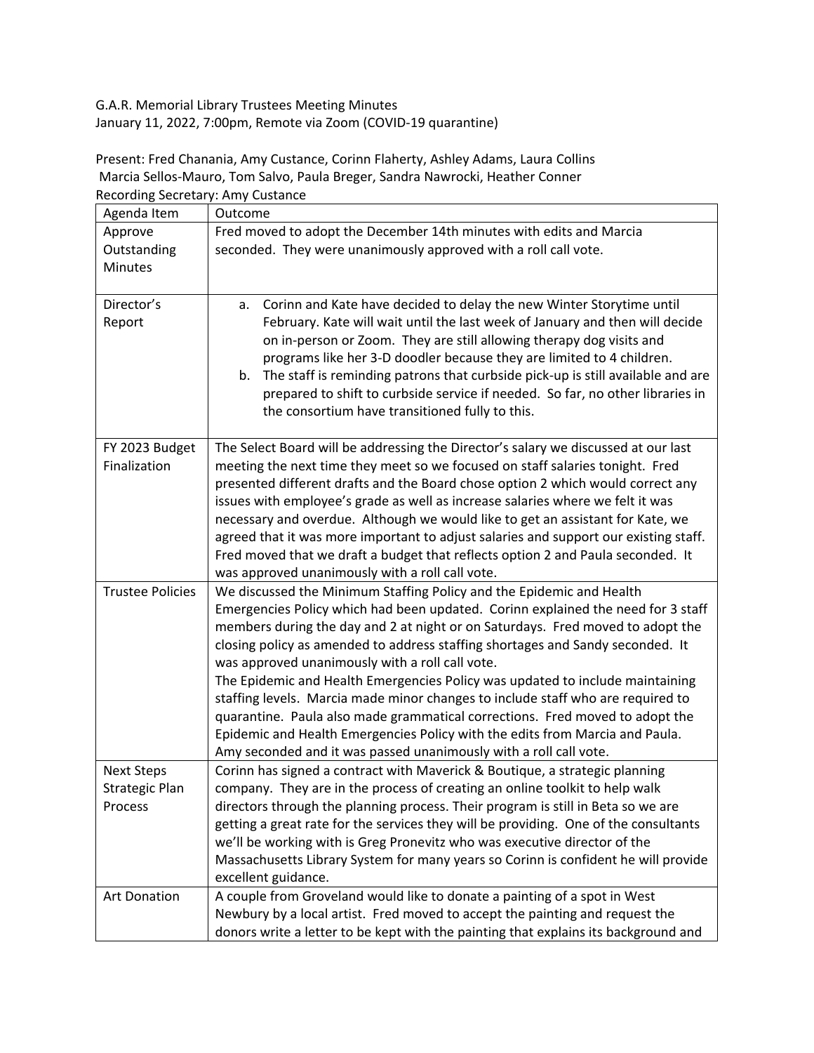G.A.R. Memorial Library Trustees Meeting Minutes
January 11, 2022, 7:00pm, Remote via Zoom (COVID-19 quarantine)

Present: Fred Chanania, Amy Custance, Corinn Flaherty, Ashley Adams, Laura Collins
Marcia Sellos-Mauro, Tom Salvo, Paula Breger, Sandra Nawrocki, Heather Conner
Recording Secretary: Amy Custance

| Agenda Item | Outcome |
| --- | --- |
| Approve Outstanding Minutes | Fred moved to adopt the December 14th minutes with edits and Marcia seconded. They were unanimously approved with a roll call vote. |
| Director's Report | a. Corinn and Kate have decided to delay the new Winter Storytime until February. Kate will wait until the last week of January and then will decide on in-person or Zoom. They are still allowing therapy dog visits and programs like her 3-D doodler because they are limited to 4 children.<br>b. The staff is reminding patrons that curbside pick-up is still available and are prepared to shift to curbside service if needed. So far, no other libraries in the consortium have transitioned fully to this. |
| FY 2023 Budget Finalization | The Select Board will be addressing the Director's salary we discussed at our last meeting the next time they meet so we focused on staff salaries tonight. Fred presented different drafts and the Board chose option 2 which would correct any issues with employee's grade as well as increase salaries where we felt it was necessary and overdue. Although we would like to get an assistant for Kate, we agreed that it was more important to adjust salaries and support our existing staff. Fred moved that we draft a budget that reflects option 2 and Paula seconded. It was approved unanimously with a roll call vote. |
| Trustee Policies | We discussed the Minimum Staffing Policy and the Epidemic and Health Emergencies Policy which had been updated. Corinn explained the need for 3 staff members during the day and 2 at night or on Saturdays. Fred moved to adopt the closing policy as amended to address staffing shortages and Sandy seconded. It was approved unanimously with a roll call vote.<br>The Epidemic and Health Emergencies Policy was updated to include maintaining staffing levels. Marcia made minor changes to include staff who are required to quarantine. Paula also made grammatical corrections. Fred moved to adopt the Epidemic and Health Emergencies Policy with the edits from Marcia and Paula. Amy seconded and it was passed unanimously with a roll call vote. |
| Next Steps Strategic Plan Process | Corinn has signed a contract with Maverick & Boutique, a strategic planning company. They are in the process of creating an online toolkit to help walk directors through the planning process. Their program is still in Beta so we are getting a great rate for the services they will be providing. One of the consultants we'll be working with is Greg Pronevitz who was executive director of the Massachusetts Library System for many years so Corinn is confident he will provide excellent guidance. |
| Art Donation | A couple from Groveland would like to donate a painting of a spot in West Newbury by a local artist. Fred moved to accept the painting and request the donors write a letter to be kept with the painting that explains its background and |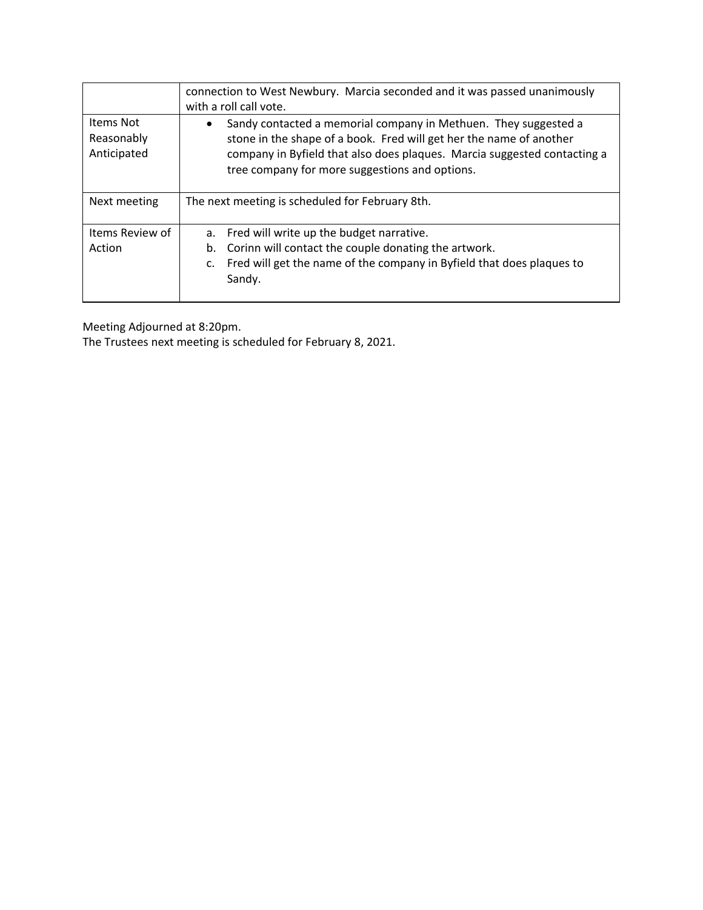| | |
|---|---|
| | connection to West Newbury. Marcia seconded and it was passed unanimously with a roll call vote. |
| Items Not Reasonably Anticipated | • Sandy contacted a memorial company in Methuen. They suggested a stone in the shape of a book. Fred will get her the name of another company in Byfield that also does plaques. Marcia suggested contacting a tree company for more suggestions and options. |
| Next meeting | The next meeting is scheduled for February 8th. |
| Items Review of Action | a. Fred will write up the budget narrative.<br>b. Corinn will contact the couple donating the artwork.<br>c. Fred will get the name of the company in Byfield that does plaques to Sandy. |

Meeting Adjourned at 8:20pm.
The Trustees next meeting is scheduled for February 8, 2021.